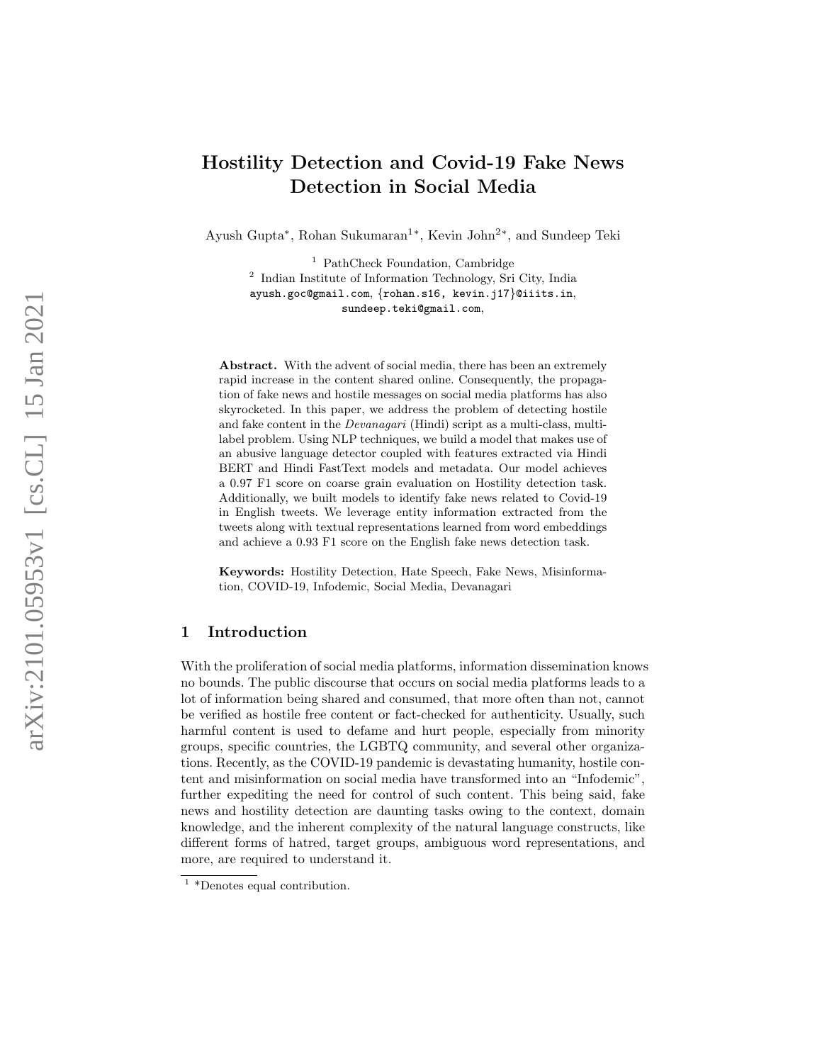# Hostility Detection and Covid-19 Fake News Detection in Social Media

Ayush Gupta*, Rohan Sukumaran[1]*, Kevin John[2]*, and Sundeep Teki

[1] PathCheck Foundation, Cambridge
[2] Indian Institute of Information Technology, Sri City, India
ayush.goc@gmail.com, {rohan.s16, kevin.j17}@iiits.in,
sundeep.teki@gmail.com,

**Abstract.** With the advent of social media, there has been an extremely rapid increase in the content shared online. Consequently, the propagation of fake news and hostile messages on social media platforms has also skyrocketed. In this paper, we address the problem of detecting hostile and fake content in the *Devanagari* (Hindi) script as a multi-class, multi-label problem. Using NLP techniques, we build a model that makes use of an abusive language detector coupled with features extracted via Hindi BERT and Hindi FastText models and metadata. Our model achieves a 0.97 F1 score on coarse grain evaluation on Hostility detection task. Additionally, we built models to identify fake news related to Covid-19 in English tweets. We leverage entity information extracted from the tweets along with textual representations learned from word embeddings and achieve a 0.93 F1 score on the English fake news detection task.

**Keywords:** Hostility Detection, Hate Speech, Fake News, Misinformation, COVID-19, Infodemic, Social Media, Devanagari

## 1 Introduction

With the proliferation of social media platforms, information dissemination knows no bounds. The public discourse that occurs on social media platforms leads to a lot of information being shared and consumed, that more often than not, cannot be verified as hostile free content or fact-checked for authenticity. Usually, such harmful content is used to defame and hurt people, especially from minority groups, specific countries, the LGBTQ community, and several other organizations. Recently, as the COVID-19 pandemic is devastating humanity, hostile content and misinformation on social media have transformed into an "Infodemic", further expediting the need for control of such content. This being said, fake news and hostility detection are daunting tasks owing to the context, domain knowledge, and the inherent complexity of the natural language constructs, like different forms of hatred, target groups, ambiguous word representations, and more, are required to understand it.

[1] *Denotes equal contribution.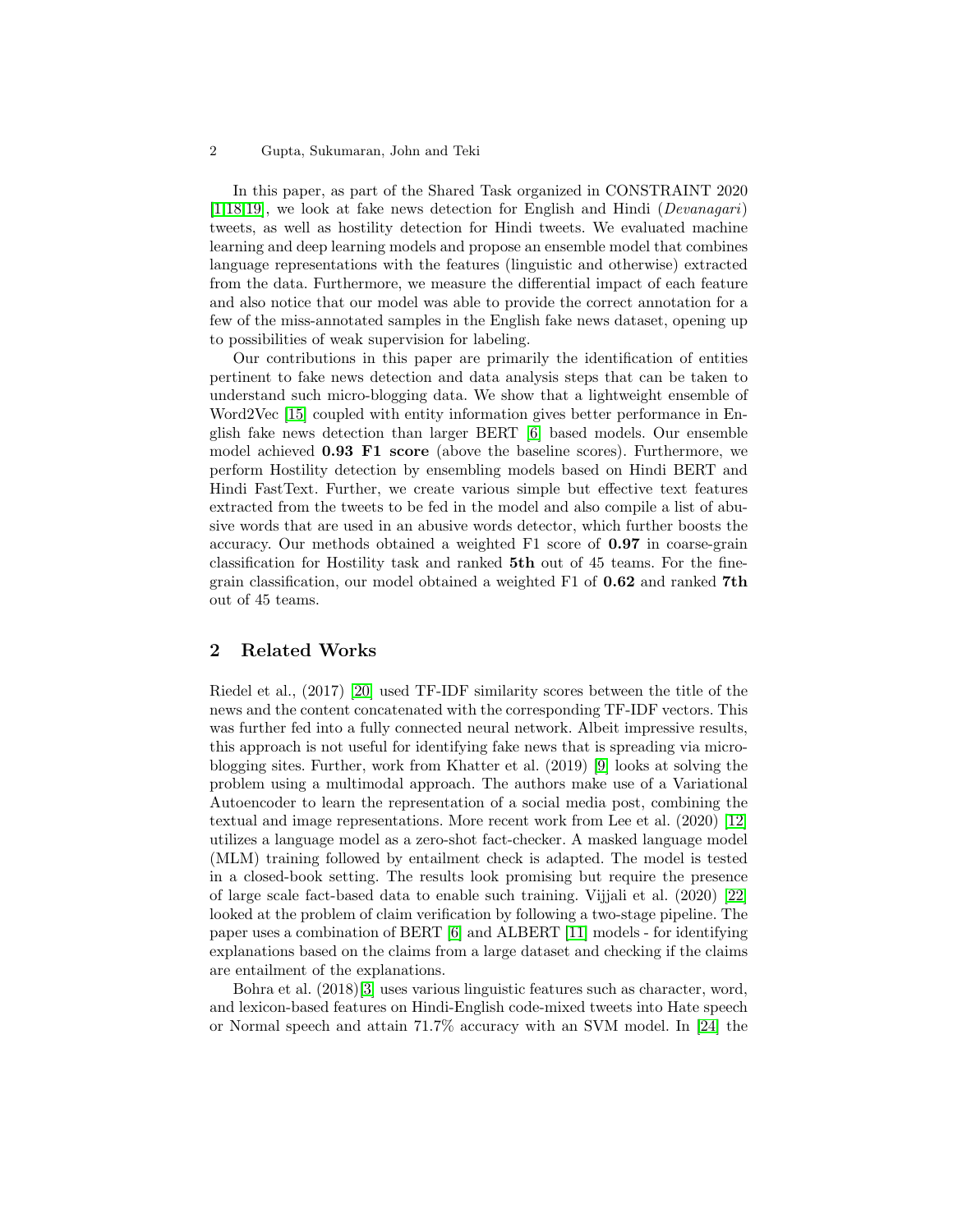In this paper, as part of the Shared Task organized in CONSTRAINT 2020 [1,18,19], we look at fake news detection for English and Hindi (*Devanagari*) tweets, as well as hostility detection for Hindi tweets. We evaluated machine learning and deep learning models and propose an ensemble model that combines language representations with the features (linguistic and otherwise) extracted from the data. Furthermore, we measure the differential impact of each feature and also notice that our model was able to provide the correct annotation for a few of the miss-annotated samples in the English fake news dataset, opening up to possibilities of weak supervision for labeling.

Our contributions in this paper are primarily the identification of entities pertinent to fake news detection and data analysis steps that can be taken to understand such micro-blogging data. We show that a lightweight ensemble of Word2Vec [15] coupled with entity information gives better performance in English fake news detection than larger BERT [6] based models. Our ensemble model achieved **0.93 F1 score** (above the baseline scores). Furthermore, we perform Hostility detection by ensembling models based on Hindi BERT and Hindi FastText. Further, we create various simple but effective text features extracted from the tweets to be fed in the model and also compile a list of abusive words that are used in an abusive words detector, which further boosts the accuracy. Our methods obtained a weighted F1 score of **0.97** in coarse-grain classification for Hostility task and ranked **5th** out of 45 teams. For the fine-grain classification, our model obtained a weighted F1 of **0.62** and ranked **7th** out of 45 teams.

## 2 Related Works

Riedel et al., (2017) [20] used TF-IDF similarity scores between the title of the news and the content concatenated with the corresponding TF-IDF vectors. This was further fed into a fully connected neural network. Albeit impressive results, this approach is not useful for identifying fake news that is spreading via micro-blogging sites. Further, work from Khatter et al. (2019) [9] looks at solving the problem using a multimodal approach. The authors make use of a Variational Autoencoder to learn the representation of a social media post, combining the textual and image representations. More recent work from Lee et al. (2020) [12] utilizes a language model as a zero-shot fact-checker. A masked language model (MLM) training followed by entailment check is adapted. The model is tested in a closed-book setting. The results look promising but require the presence of large scale fact-based data to enable such training. Vijjali et al. (2020) [22] looked at the problem of claim verification by following a two-stage pipeline. The paper uses a combination of BERT [6] and ALBERT [11] models - for identifying explanations based on the claims from a large dataset and checking if the claims are entailment of the explanations.

Bohra et al. (2018)[3] uses various linguistic features such as character, word, and lexicon-based features on Hindi-English code-mixed tweets into Hate speech or Normal speech and attain 71.7% accuracy with an SVM model. In [24] the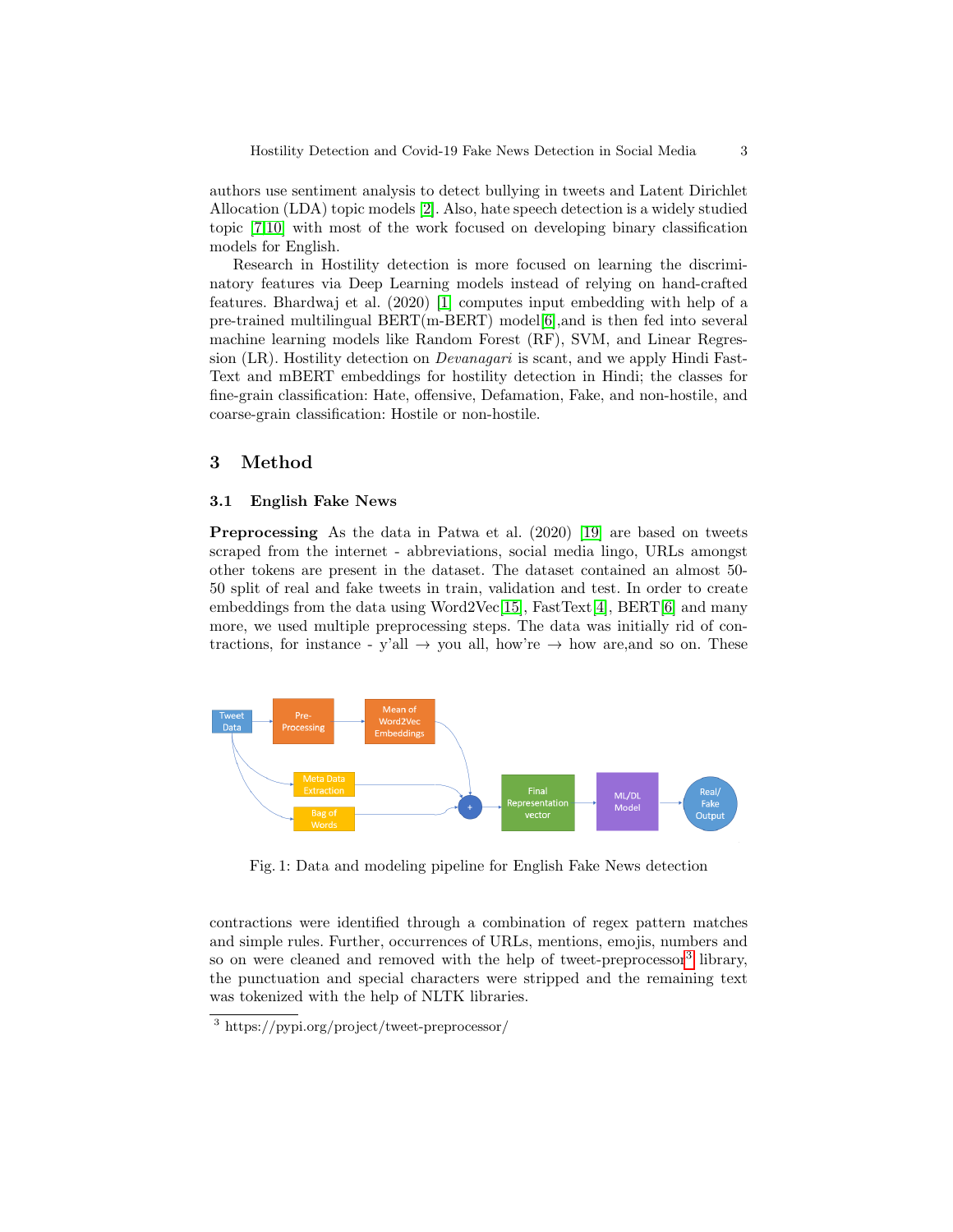authors use sentiment analysis to detect bullying in tweets and Latent Dirichlet Allocation (LDA) topic models [2]. Also, hate speech detection is a widely studied topic [7,10] with most of the work focused on developing binary classification models for English.

Research in Hostility detection is more focused on learning the discriminatory features via Deep Learning models instead of relying on hand-crafted features. Bhardwaj et al. (2020) [1] computes input embedding with help of a pre-trained multilingual BERT(m-BERT) model[6],and is then fed into several machine learning models like Random Forest (RF), SVM, and Linear Regression (LR). Hostility detection on *Devanagari* is scant, and we apply Hindi FastText and mBERT embeddings for hostility detection in Hindi; the classes for fine-grain classification: Hate, offensive, Defamation, Fake, and non-hostile, and coarse-grain classification: Hostile or non-hostile.

## 3 Method

### 3.1 English Fake News

**Preprocessing** As the data in Patwa et al. (2020) [19] are based on tweets scraped from the internet - abbreviations, social media lingo, URLs amongst other tokens are present in the dataset. The dataset contained an almost 50-50 split of real and fake tweets in train, validation and test. In order to create embeddings from the data using Word2Vec[15], FastText[4], BERT[6] and many more, we used multiple preprocessing steps. The data was initially rid of contractions, for instance - y'all → you all, how're → how are,and so on. These

Fig. 1: Data and modeling pipeline for English Fake News detection

contractions were identified through a combination of regex pattern matches and simple rules. Further, occurrences of URLs, mentions, emojis, numbers and so on were cleaned and removed with the help of tweet-preprocessor[3] library, the punctuation and special characters were stripped and the remaining text was tokenized with the help of NLTK libraries.

[3] https://pypi.org/project/tweet-preprocessor/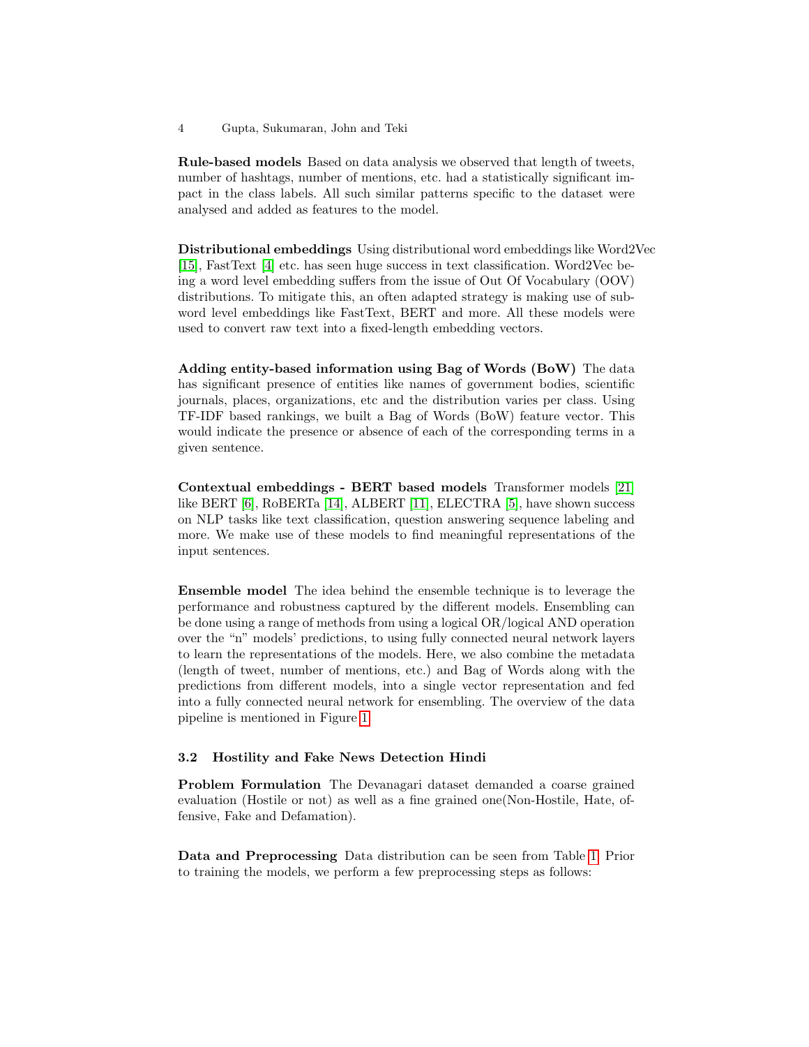**Rule-based models** Based on data analysis we observed that length of tweets, number of hashtags, number of mentions, etc. had a statistically significant impact in the class labels. All such similar patterns specific to the dataset were analysed and added as features to the model.

**Distributional embeddings** Using distributional word embeddings like Word2Vec [15], FastText [4] etc. has seen huge success in text classification. Word2Vec being a word level embedding suffers from the issue of Out Of Vocabulary (OOV) distributions. To mitigate this, an often adapted strategy is making use of subword level embeddings like FastText, BERT and more. All these models were used to convert raw text into a fixed-length embedding vectors.

**Adding entity-based information using Bag of Words (BoW)** The data has significant presence of entities like names of government bodies, scientific journals, places, organizations, etc and the distribution varies per class. Using TF-IDF based rankings, we built a Bag of Words (BoW) feature vector. This would indicate the presence or absence of each of the corresponding terms in a given sentence.

**Contextual embeddings - BERT based models** Transformer models [21] like BERT [6], RoBERTa [14], ALBERT [11], ELECTRA [5], have shown success on NLP tasks like text classification, question answering sequence labeling and more. We make use of these models to find meaningful representations of the input sentences.

**Ensemble model** The idea behind the ensemble technique is to leverage the performance and robustness captured by the different models. Ensembling can be done using a range of methods from using a logical OR/logical AND operation over the "n" models' predictions, to using fully connected neural network layers to learn the representations of the models. Here, we also combine the metadata (length of tweet, number of mentions, etc.) and Bag of Words along with the predictions from different models, into a single vector representation and fed into a fully connected neural network for ensembling. The overview of the data pipeline is mentioned in Figure 1.

### 3.2 Hostility and Fake News Detection Hindi

**Problem Formulation** The Devanagari dataset demanded a coarse grained evaluation (Hostile or not) as well as a fine grained one(Non-Hostile, Hate, offensive, Fake and Defamation).

**Data and Preprocessing** Data distribution can be seen from Table 1. Prior to training the models, we perform a few preprocessing steps as follows: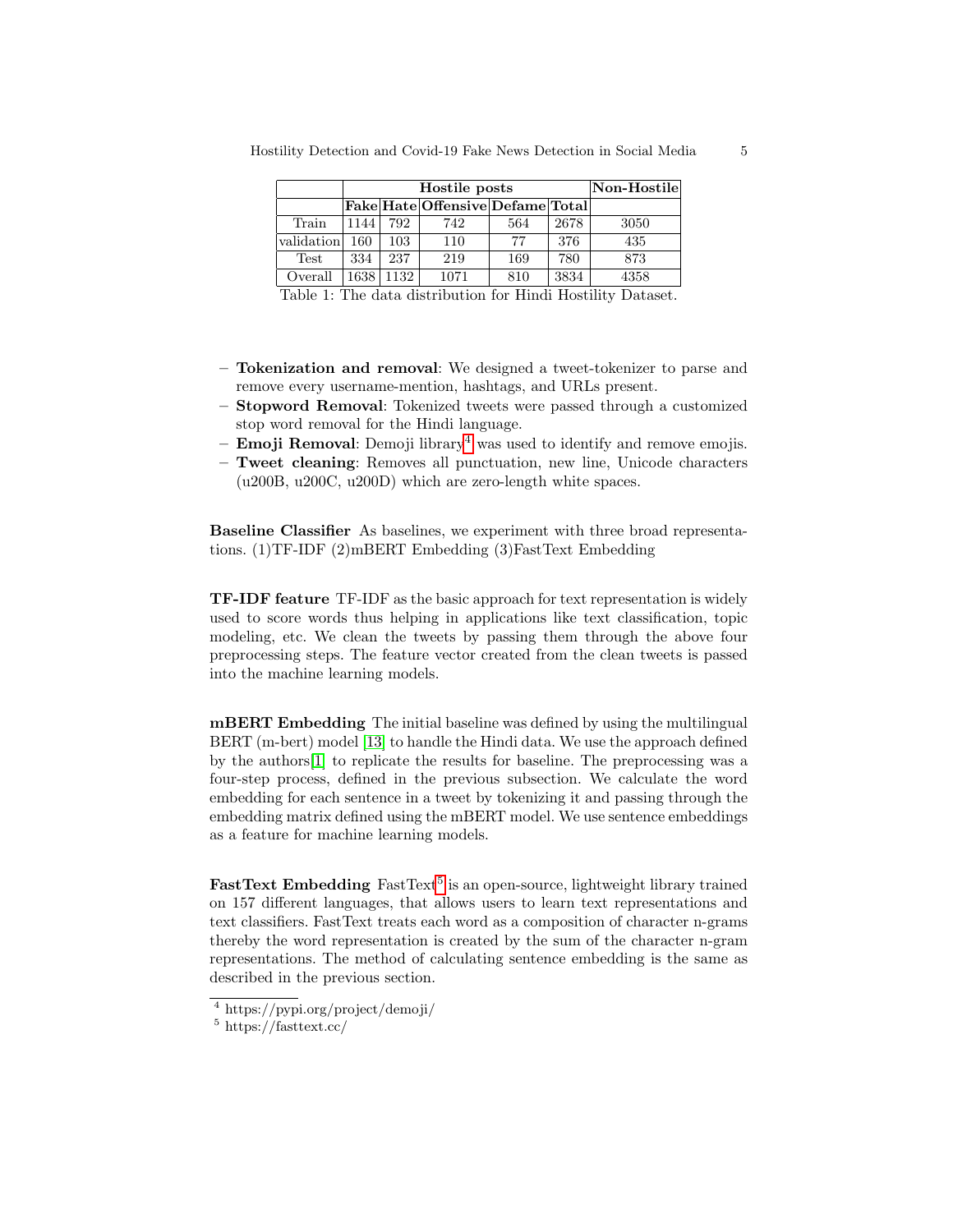| | Hostile posts | | | | | Non-Hostile |
|---|---|---|---|---|---|---|
| | **Fake** | **Hate** | **Offensive** | **Defame** | **Total** | |
| Train | 1144 | 792 | 742 | 564 | 2678 | 3050 |
| validation | 160 | 103 | 110 | 77 | 376 | 435 |
| Test | 334 | 237 | 219 | 169 | 780 | 873 |
| Overall | 1638 | 1132 | 1071 | 810 | 3834 | 4358 |

Table 1: The data distribution for Hindi Hostility Dataset.

- **Tokenization and removal**: We designed a tweet-tokenizer to parse and remove every username-mention, hashtags, and URLs present.
- **Stopword Removal**: Tokenized tweets were passed through a customized stop word removal for the Hindi language.
- **Emoji Removal**: Demoji library[4] was used to identify and remove emojis.
- **Tweet cleaning**: Removes all punctuation, new line, Unicode characters (u200B, u200C, u200D) which are zero-length white spaces.

**Baseline Classifier** As baselines, we experiment with three broad representations. (1)TF-IDF (2)mBERT Embedding (3)FastText Embedding

**TF-IDF feature** TF-IDF as the basic approach for text representation is widely used to score words thus helping in applications like text classification, topic modeling, etc. We clean the tweets by passing them through the above four preprocessing steps. The feature vector created from the clean tweets is passed into the machine learning models.

**mBERT Embedding** The initial baseline was defined by using the multilingual BERT (m-bert) model [13] to handle the Hindi data. We use the approach defined by the authors[1] to replicate the results for baseline. The preprocessing was a four-step process, defined in the previous subsection. We calculate the word embedding for each sentence in a tweet by tokenizing it and passing through the embedding matrix defined using the mBERT model. We use sentence embeddings as a feature for machine learning models.

**FastText Embedding** FastText[5] is an open-source, lightweight library trained on 157 different languages, that allows users to learn text representations and text classifiers. FastText treats each word as a composition of character n-grams thereby the word representation is created by the sum of the character n-gram representations. The method of calculating sentence embedding is the same as described in the previous section.

[4] https://pypi.org/project/demoji/

[5] https://fasttext.cc/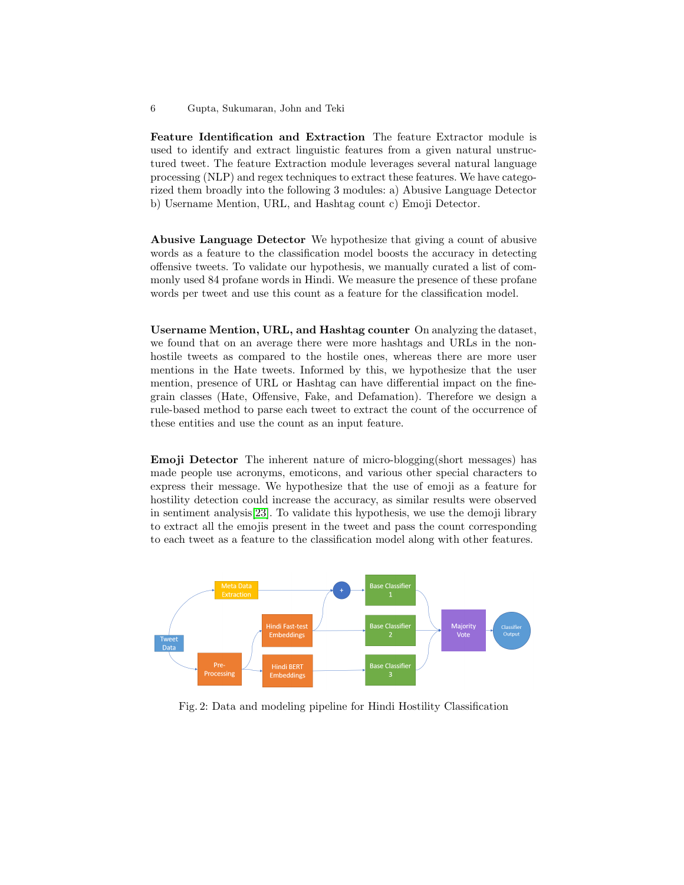**Feature Identification and Extraction** The feature Extractor module is used to identify and extract linguistic features from a given natural unstructured tweet. The feature Extraction module leverages several natural language processing (NLP) and regex techniques to extract these features. We have categorized them broadly into the following 3 modules: a) Abusive Language Detector b) Username Mention, URL, and Hashtag count c) Emoji Detector.

**Abusive Language Detector** We hypothesize that giving a count of abusive words as a feature to the classification model boosts the accuracy in detecting offensive tweets. To validate our hypothesis, we manually curated a list of commonly used 84 profane words in Hindi. We measure the presence of these profane words per tweet and use this count as a feature for the classification model.

**Username Mention, URL, and Hashtag counter** On analyzing the dataset, we found that on an average there were more hashtags and URLs in the non-hostile tweets as compared to the hostile ones, whereas there are more user mentions in the Hate tweets. Informed by this, we hypothesize that the user mention, presence of URL or Hashtag can have differential impact on the fine-grain classes (Hate, Offensive, Fake, and Defamation). Therefore we design a rule-based method to parse each tweet to extract the count of the occurrence of these entities and use the count as an input feature.

**Emoji Detector** The inherent nature of micro-blogging(short messages) has made people use acronyms, emoticons, and various other special characters to express their message. We hypothesize that the use of emoji as a feature for hostility detection could increase the accuracy, as similar results were observed in sentiment analysis[23]. To validate this hypothesis, we use the demoji library to extract all the emojis present in the tweet and pass the count corresponding to each tweet as a feature to the classification model along with other features.

Fig. 2: Data and modeling pipeline for Hindi Hostility Classification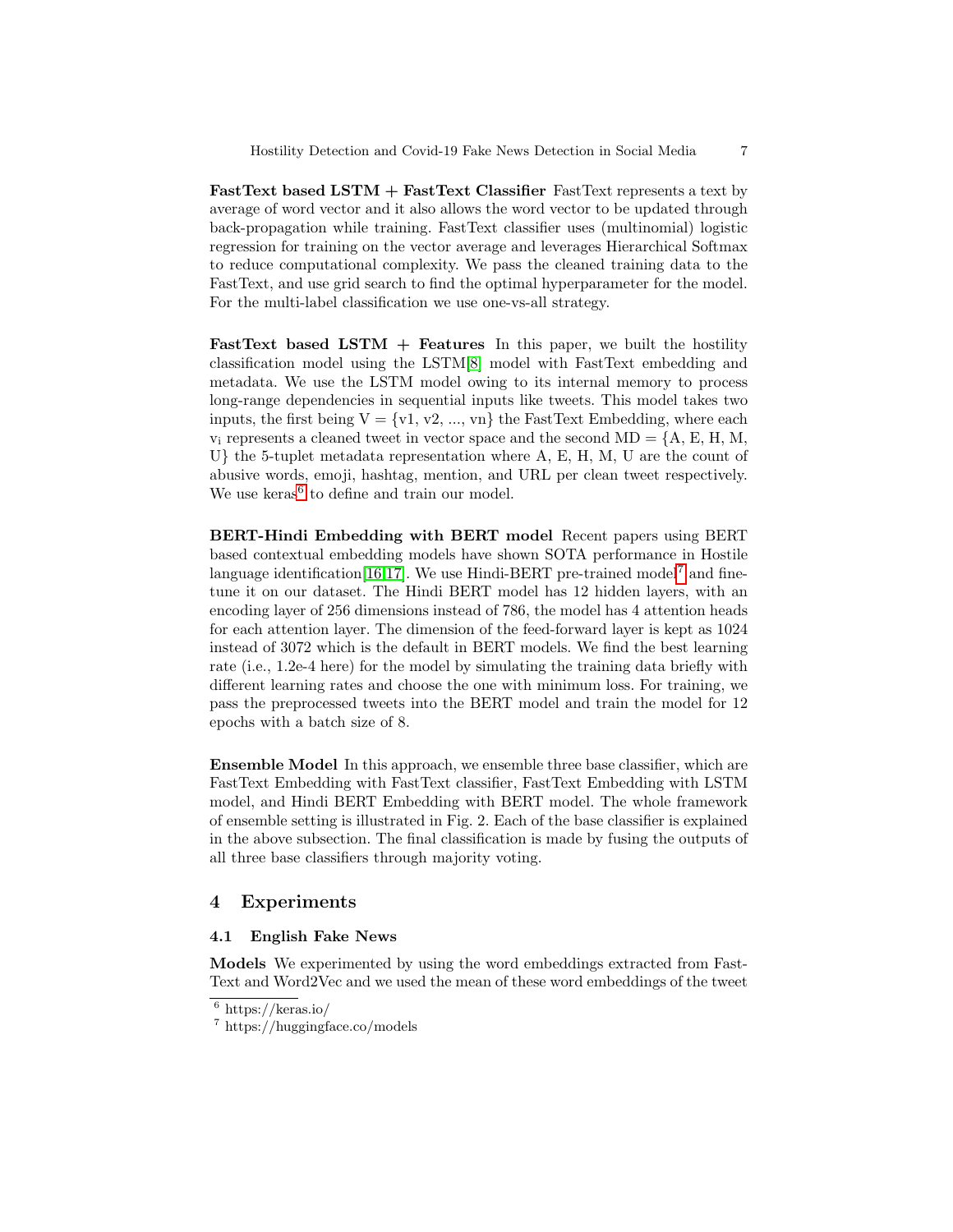**FastText based LSTM + FastText Classifier** FastText represents a text by average of word vector and it also allows the word vector to be updated through back-propagation while training. FastText classifier uses (multinomial) logistic regression for training on the vector average and leverages Hierarchical Softmax to reduce computational complexity. We pass the cleaned training data to the FastText, and use grid search to find the optimal hyperparameter for the model. For the multi-label classification we use one-vs-all strategy.

**FastText based LSTM + Features** In this paper, we built the hostility classification model using the LSTM[8] model with FastText embedding and metadata. We use the LSTM model owing to its internal memory to process long-range dependencies in sequential inputs like tweets. This model takes two inputs, the first being V = {v1, v2, ..., vn} the FastText Embedding, where each $v_i$ represents a cleaned tweet in vector space and the second MD = {A, E, H, M, U} the 5-tuplet metadata representation where A, E, H, M, U are the count of abusive words, emoji, hashtag, mention, and URL per clean tweet respectively. We use keras[6] to define and train our model.

**BERT-Hindi Embedding with BERT model** Recent papers using BERT based contextual embedding models have shown SOTA performance in Hostile language identification[16,17]. We use Hindi-BERT pre-trained model[7] and fine-tune it on our dataset. The Hindi BERT model has 12 hidden layers, with an encoding layer of 256 dimensions instead of 786, the model has 4 attention heads for each attention layer. The dimension of the feed-forward layer is kept as 1024 instead of 3072 which is the default in BERT models. We find the best learning rate (i.e., 1.2e-4 here) for the model by simulating the training data briefly with different learning rates and choose the one with minimum loss. For training, we pass the preprocessed tweets into the BERT model and train the model for 12 epochs with a batch size of 8.

**Ensemble Model** In this approach, we ensemble three base classifier, which are FastText Embedding with FastText classifier, FastText Embedding with LSTM model, and Hindi BERT Embedding with BERT model. The whole framework of ensemble setting is illustrated in Fig. 2. Each of the base classifier is explained in the above subsection. The final classification is made by fusing the outputs of all three base classifiers through majority voting.

## 4 Experiments

### 4.1 English Fake News

**Models** We experimented by using the word embeddings extracted from FastText and Word2Vec and we used the mean of these word embeddings of the tweet

[6] https://keras.io/

[7] https://huggingface.co/models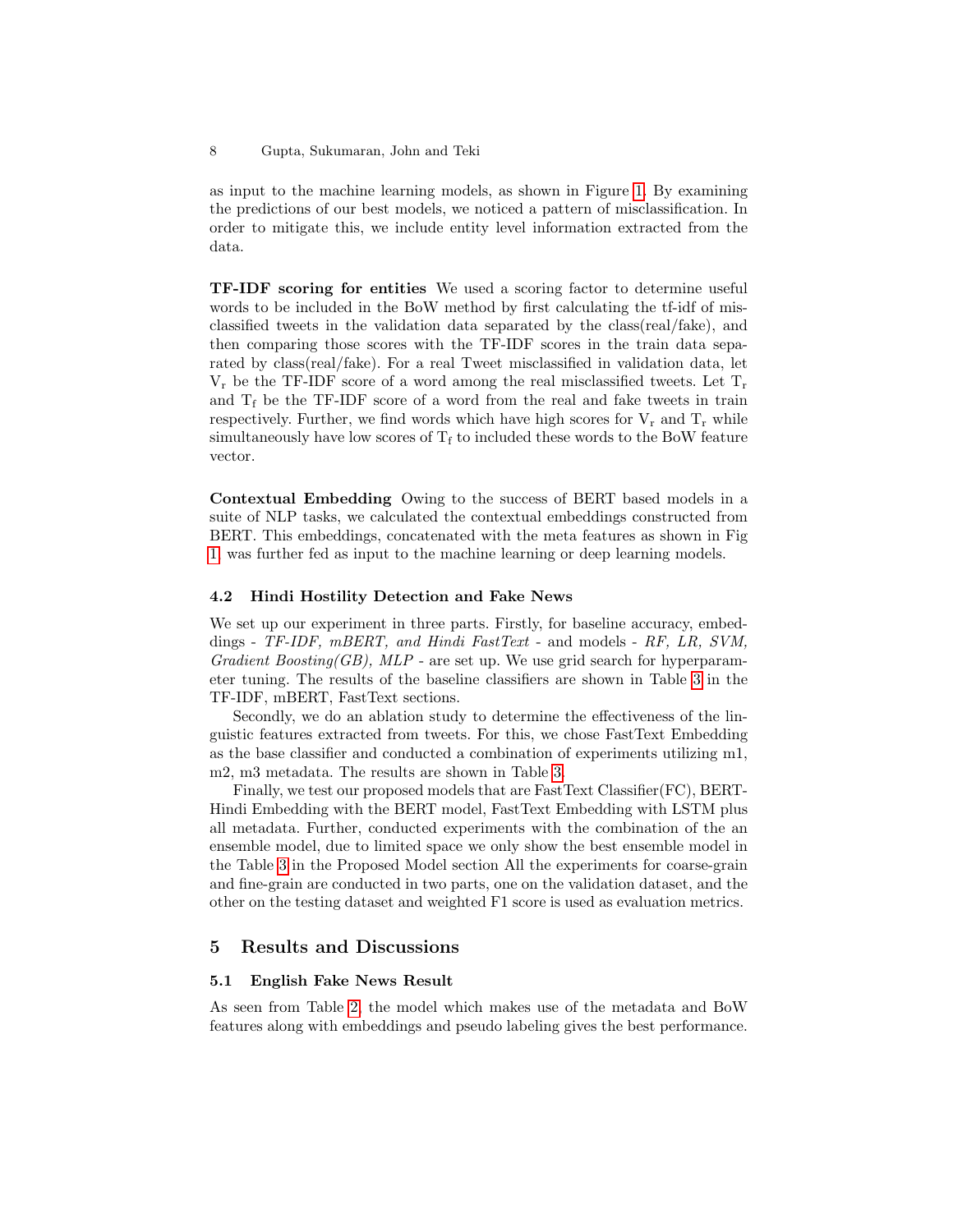as input to the machine learning models, as shown in Figure 1. By examining the predictions of our best models, we noticed a pattern of misclassification. In order to mitigate this, we include entity level information extracted from the data.

**TF-IDF scoring for entities** We used a scoring factor to determine useful words to be included in the BoW method by first calculating the tf-idf of misclassified tweets in the validation data separated by the class(real/fake), and then comparing those scores with the TF-IDF scores in the train data separated by class(real/fake). For a real Tweet misclassified in validation data, let $V_r$ be the TF-IDF score of a word among the real misclassified tweets. Let $T_r$ and $T_f$ be the TF-IDF score of a word from the real and fake tweets in train respectively. Further, we find words which have high scores for $V_r$ and $T_r$ while simultaneously have low scores of $T_f$ to included these words to the BoW feature vector.

**Contextual Embedding** Owing to the success of BERT based models in a suite of NLP tasks, we calculated the contextual embeddings constructed from BERT. This embeddings, concatenated with the meta features as shown in Fig 1, was further fed as input to the machine learning or deep learning models.

### 4.2 Hindi Hostility Detection and Fake News

We set up our experiment in three parts. Firstly, for baseline accuracy, embeddings - *TF-IDF, mBERT, and Hindi FastText* - and models - *RF, LR, SVM, Gradient Boosting(GB), MLP* - are set up. We use grid search for hyperparameter tuning. The results of the baseline classifiers are shown in Table 3 in the TF-IDF, mBERT, FastText sections.

Secondly, we do an ablation study to determine the effectiveness of the linguistic features extracted from tweets. For this, we chose FastText Embedding as the base classifier and conducted a combination of experiments utilizing m1, m2, m3 metadata. The results are shown in Table 3.

Finally, we test our proposed models that are FastText Classifier(FC), BERT-Hindi Embedding with the BERT model, FastText Embedding with LSTM plus all metadata. Further, conducted experiments with the combination of the an ensemble model, due to limited space we only show the best ensemble model in the Table 3 in the Proposed Model section All the experiments for coarse-grain and fine-grain are conducted in two parts, one on the validation dataset, and the other on the testing dataset and weighted F1 score is used as evaluation metrics.

## 5 Results and Discussions

### 5.1 English Fake News Result

As seen from Table 2, the model which makes use of the metadata and BoW features along with embeddings and pseudo labeling gives the best performance.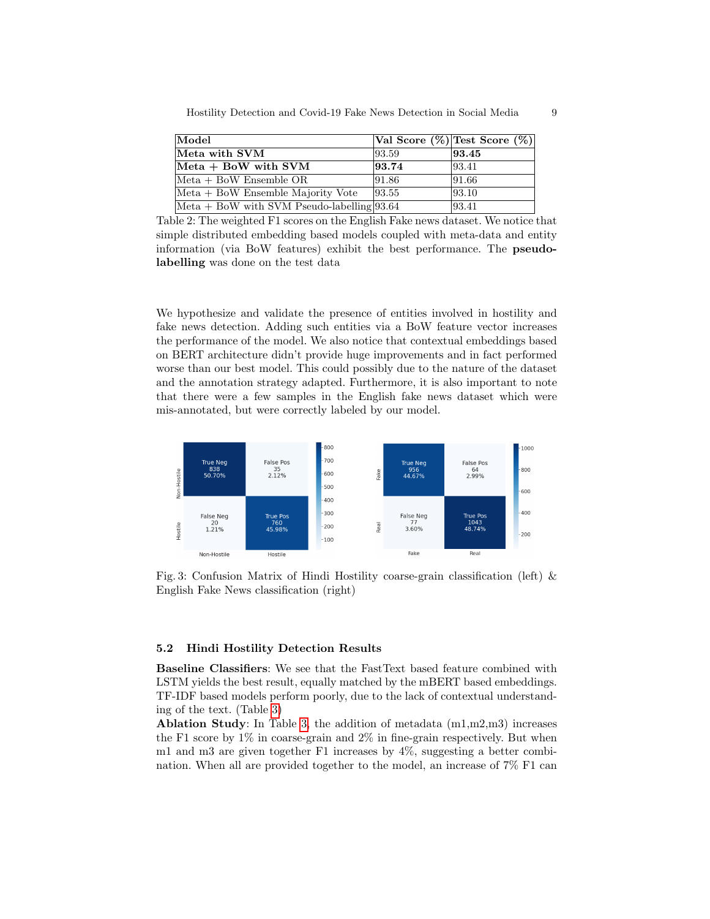| **Model** | **Val Score (%)** | **Test Score (%)** |
|---|---|---|
| **Meta with SVM** | 93.59 | **93.45** |
| **Meta + BoW with SVM** | **93.74** | 93.41 |
| Meta + BoW Ensemble OR | 91.86 | 91.66 |
| Meta + BoW Ensemble Majority Vote | 93.55 | 93.10 |
| Meta + BoW with SVM Pseudo-labelling | 93.64 | 93.41 |

Table 2: The weighted F1 scores on the English Fake news dataset. We notice that simple distributed embedding based models coupled with meta-data and entity information (via BoW features) exhibit the best performance. The **pseudo-labelling** was done on the test data

We hypothesize and validate the presence of entities involved in hostility and fake news detection. Adding such entities via a BoW feature vector increases the performance of the model. We also notice that contextual embeddings based on BERT architecture didn't provide huge improvements and in fact performed worse than our best model. This could possibly due to the nature of the dataset and the annotation strategy adapted. Furthermore, it is also important to note that there were a few samples in the English fake news dataset which were mis-annotated, but were correctly labeled by our model.

Fig. 3: Confusion Matrix of Hindi Hostility coarse-grain classification (left) & English Fake News classification (right)

### 5.2 Hindi Hostility Detection Results

**Baseline Classifiers**: We see that the FastText based feature combined with LSTM yields the best result, equally matched by the mBERT based embeddings. TF-IDF based models perform poorly, due to the lack of contextual understanding of the text. (Table 3)

**Ablation Study**: In Table 3, the addition of metadata (m1,m2,m3) increases the F1 score by 1% in coarse-grain and 2% in fine-grain respectively. But when m1 and m3 are given together F1 increases by 4%, suggesting a better combination. When all are provided together to the model, an increase of 7% F1 can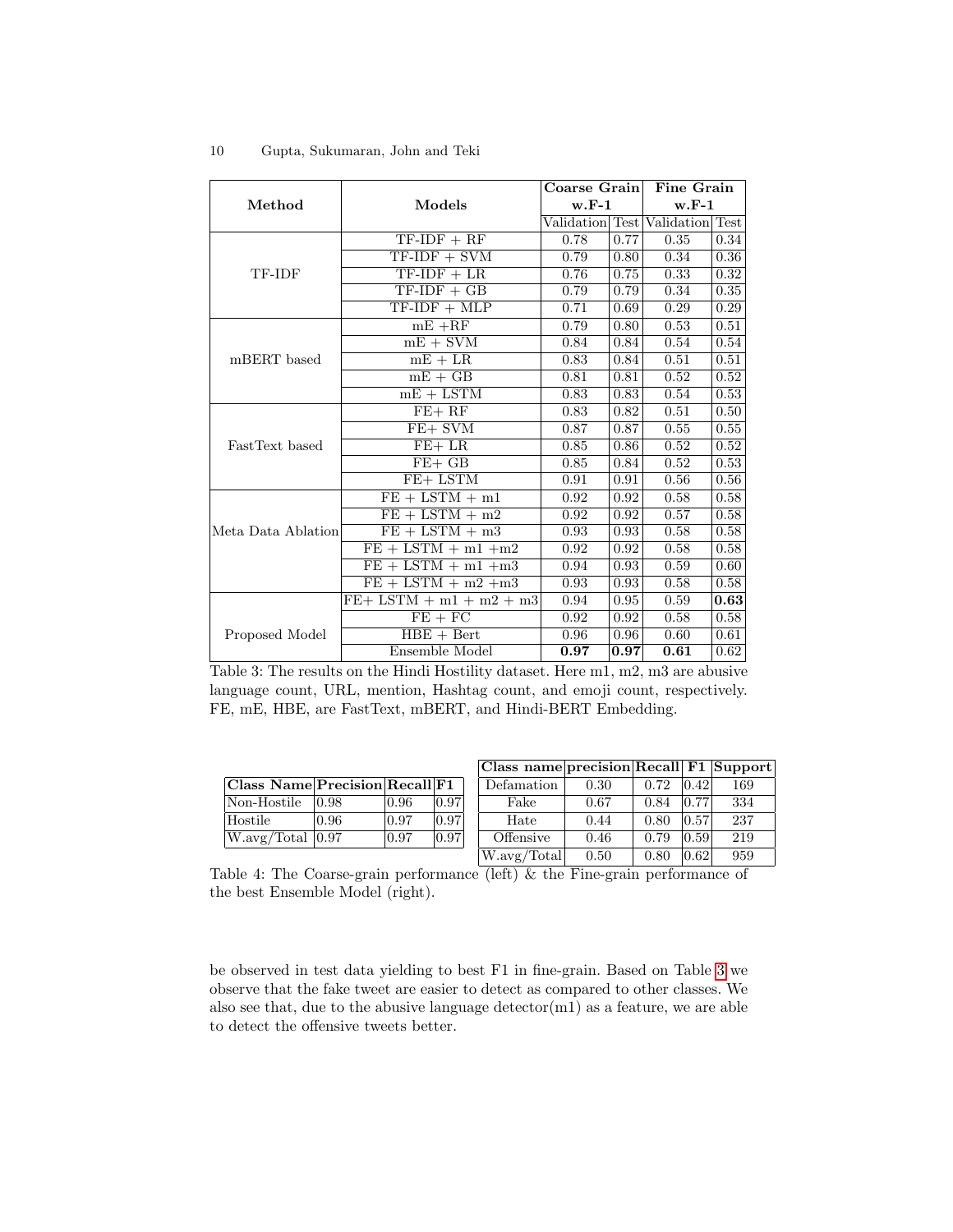| Method | Models | Coarse Grain w.F-1 | | Fine Grain w.F-1 | |
|---|---|---|---|---|---|
| | | Validation | Test | Validation | Test |
| TF-IDF | TF-IDF + RF | 0.78 | 0.77 | 0.35 | 0.34 |
| | TF-IDF + SVM | 0.79 | 0.80 | 0.34 | 0.36 |
| | TF-IDF + LR | 0.76 | 0.75 | 0.33 | 0.32 |
| | TF-IDF + GB | 0.79 | 0.79 | 0.34 | 0.35 |
| | TF-IDF + MLP | 0.71 | 0.69 | 0.29 | 0.29 |
| mBERT based | mE +RF | 0.79 | 0.80 | 0.53 | 0.51 |
| | mE + SVM | 0.84 | 0.84 | 0.54 | 0.54 |
| | mE + LR | 0.83 | 0.84 | 0.51 | 0.51 |
| | mE + GB | 0.81 | 0.81 | 0.52 | 0.52 |
| | mE + LSTM | 0.83 | 0.83 | 0.54 | 0.53 |
| FastText based | FE+ RF | 0.83 | 0.82 | 0.51 | 0.50 |
| | FE+ SVM | 0.87 | 0.87 | 0.55 | 0.55 |
| | FE+ LR | 0.85 | 0.86 | 0.52 | 0.52 |
| | FE+ GB | 0.85 | 0.84 | 0.52 | 0.53 |
| | FE+ LSTM | 0.91 | 0.91 | 0.56 | 0.56 |
| Meta Data Ablation | FE + LSTM + m1 | 0.92 | 0.92 | 0.58 | 0.58 |
| | FE + LSTM + m2 | 0.92 | 0.92 | 0.57 | 0.58 |
| | FE + LSTM + m3 | 0.93 | 0.93 | 0.58 | 0.58 |
| | FE + LSTM + m1 +m2 | 0.92 | 0.92 | 0.58 | 0.58 |
| | FE + LSTM + m1 +m3 | 0.94 | 0.93 | 0.59 | 0.60 |
| | FE + LSTM + m2 +m3 | 0.93 | 0.93 | 0.58 | 0.58 |
| Proposed Model | FE+ LSTM + m1 + m2 + m3 | 0.94 | 0.95 | 0.59 | **0.63** |
| | FE + FC | 0.92 | 0.92 | 0.58 | 0.58 |
| | HBE + Bert | 0.96 | 0.96 | 0.60 | 0.61 |
| | Ensemble Model | **0.97** | **0.97** | **0.61** | 0.62 |

Table 3: The results on the Hindi Hostility dataset. Here m1, m2, m3 are abusive language count, URL, mention, Hashtag count, and emoji count, respectively. FE, mE, HBE, are FastText, mBERT, and Hindi-BERT Embedding.

| Class Name | Precision | Recall | F1 |
|---|---|---|---|
| Non-Hostile | 0.98 | 0.96 | 0.97 |
| Hostile | 0.96 | 0.97 | 0.97 |
| W.avg/Total | 0.97 | 0.97 | 0.97 |

| Class name | precision | Recall | F1 | Support |
|---|---|---|---|---|
| Defamation | 0.30 | 0.72 | 0.42 | 169 |
| Fake | 0.67 | 0.84 | 0.77 | 334 |
| Hate | 0.44 | 0.80 | 0.57 | 237 |
| Offensive | 0.46 | 0.79 | 0.59 | 219 |
| W.avg/Total | 0.50 | 0.80 | 0.62 | 959 |

Table 4: The Coarse-grain performance (left) & the Fine-grain performance of the best Ensemble Model (right).

be observed in test data yielding to best F1 in fine-grain. Based on Table 3 we observe that the fake tweet are easier to detect as compared to other classes. We also see that, due to the abusive language detector(m1) as a feature, we are able to detect the offensive tweets better.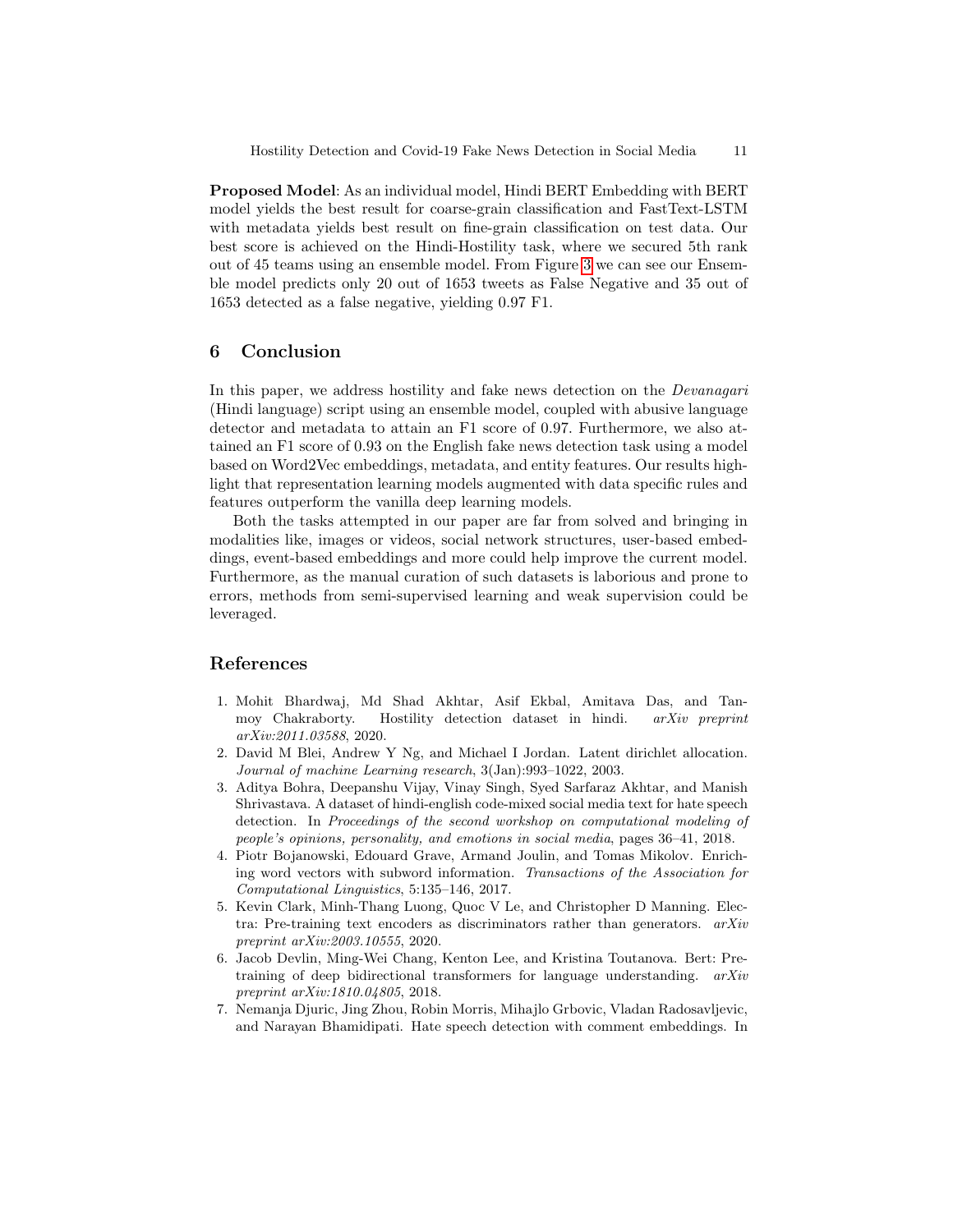**Proposed Model**: As an individual model, Hindi BERT Embedding with BERT model yields the best result for coarse-grain classification and FastText-LSTM with metadata yields best result on fine-grain classification on test data. Our best score is achieved on the Hindi-Hostility task, where we secured 5th rank out of 45 teams using an ensemble model. From Figure 3 we can see our Ensemble model predicts only 20 out of 1653 tweets as False Negative and 35 out of 1653 detected as a false negative, yielding 0.97 F1.

## 6 Conclusion

In this paper, we address hostility and fake news detection on the *Devanagari* (Hindi language) script using an ensemble model, coupled with abusive language detector and metadata to attain an F1 score of 0.97. Furthermore, we also attained an F1 score of 0.93 on the English fake news detection task using a model based on Word2Vec embeddings, metadata, and entity features. Our results highlight that representation learning models augmented with data specific rules and features outperform the vanilla deep learning models.

Both the tasks attempted in our paper are far from solved and bringing in modalities like, images or videos, social network structures, user-based embeddings, event-based embeddings and more could help improve the current model. Furthermore, as the manual curation of such datasets is laborious and prone to errors, methods from semi-supervised learning and weak supervision could be leveraged.

## References

1. Mohit Bhardwaj, Md Shad Akhtar, Asif Ekbal, Amitava Das, and Tanmoy Chakraborty. Hostility detection dataset in hindi. *arXiv preprint arXiv:2011.03588*, 2020.
2. David M Blei, Andrew Y Ng, and Michael I Jordan. Latent dirichlet allocation. *Journal of machine Learning research*, 3(Jan):993–1022, 2003.
3. Aditya Bohra, Deepanshu Vijay, Vinay Singh, Syed Sarfaraz Akhtar, and Manish Shrivastava. A dataset of hindi-english code-mixed social media text for hate speech detection. In *Proceedings of the second workshop on computational modeling of people's opinions, personality, and emotions in social media*, pages 36–41, 2018.
4. Piotr Bojanowski, Edouard Grave, Armand Joulin, and Tomas Mikolov. Enriching word vectors with subword information. *Transactions of the Association for Computational Linguistics*, 5:135–146, 2017.
5. Kevin Clark, Minh-Thang Luong, Quoc V Le, and Christopher D Manning. Electra: Pre-training text encoders as discriminators rather than generators. *arXiv preprint arXiv:2003.10555*, 2020.
6. Jacob Devlin, Ming-Wei Chang, Kenton Lee, and Kristina Toutanova. Bert: Pre-training of deep bidirectional transformers for language understanding. *arXiv preprint arXiv:1810.04805*, 2018.
7. Nemanja Djuric, Jing Zhou, Robin Morris, Mihajlo Grbovic, Vladan Radosavljevic, and Narayan Bhamidipati. Hate speech detection with comment embeddings. In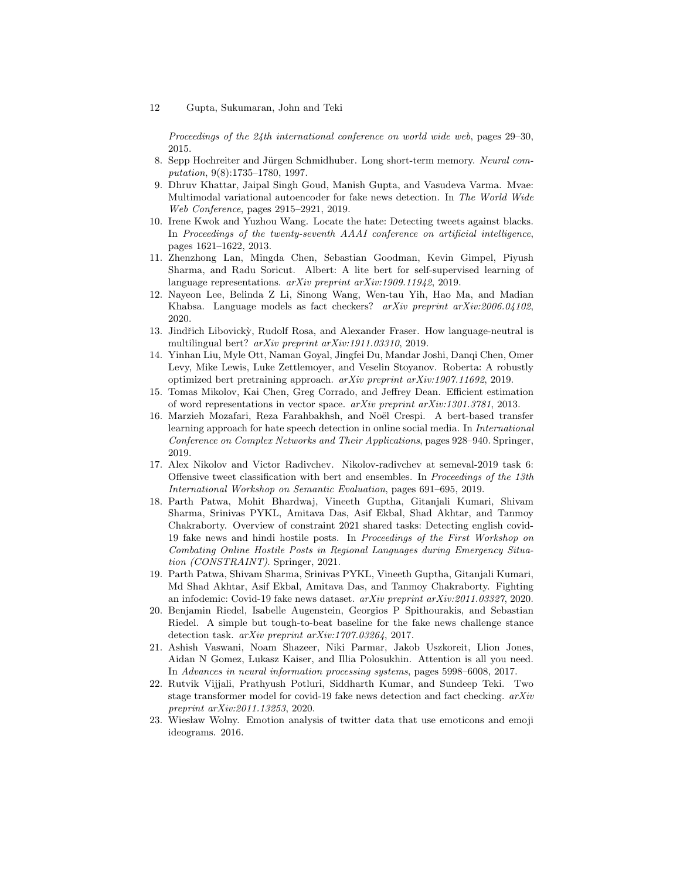*Proceedings of the 24th international conference on world wide web*, pages 29–30, 2015.

8. Sepp Hochreiter and Jürgen Schmidhuber. Long short-term memory. *Neural computation*, 9(8):1735–1780, 1997.
9. Dhruv Khattar, Jaipal Singh Goud, Manish Gupta, and Vasudeva Varma. Mvae: Multimodal variational autoencoder for fake news detection. In *The World Wide Web Conference*, pages 2915–2921, 2019.
10. Irene Kwok and Yuzhou Wang. Locate the hate: Detecting tweets against blacks. In *Proceedings of the twenty-seventh AAAI conference on artificial intelligence*, pages 1621–1622, 2013.
11. Zhenzhong Lan, Mingda Chen, Sebastian Goodman, Kevin Gimpel, Piyush Sharma, and Radu Soricut. Albert: A lite bert for self-supervised learning of language representations. *arXiv preprint arXiv:1909.11942*, 2019.
12. Nayeon Lee, Belinda Z Li, Sinong Wang, Wen-tau Yih, Hao Ma, and Madian Khabsa. Language models as fact checkers? *arXiv preprint arXiv:2006.04102*, 2020.
13. Jindřich Libovickỳ, Rudolf Rosa, and Alexander Fraser. How language-neutral is multilingual bert? *arXiv preprint arXiv:1911.03310*, 2019.
14. Yinhan Liu, Myle Ott, Naman Goyal, Jingfei Du, Mandar Joshi, Danqi Chen, Omer Levy, Mike Lewis, Luke Zettlemoyer, and Veselin Stoyanov. Roberta: A robustly optimized bert pretraining approach. *arXiv preprint arXiv:1907.11692*, 2019.
15. Tomas Mikolov, Kai Chen, Greg Corrado, and Jeffrey Dean. Efficient estimation of word representations in vector space. *arXiv preprint arXiv:1301.3781*, 2013.
16. Marzieh Mozafari, Reza Farahbakhsh, and Noël Crespi. A bert-based transfer learning approach for hate speech detection in online social media. In *International Conference on Complex Networks and Their Applications*, pages 928–940. Springer, 2019.
17. Alex Nikolov and Victor Radivchev. Nikolov-radivchev at semeval-2019 task 6: Offensive tweet classification with bert and ensembles. In *Proceedings of the 13th International Workshop on Semantic Evaluation*, pages 691–695, 2019.
18. Parth Patwa, Mohit Bhardwaj, Vineeth Guptha, Gitanjali Kumari, Shivam Sharma, Srinivas PYKL, Amitava Das, Asif Ekbal, Shad Akhtar, and Tanmoy Chakraborty. Overview of constraint 2021 shared tasks: Detecting english covid-19 fake news and hindi hostile posts. In *Proceedings of the First Workshop on Combating Online Hostile Posts in Regional Languages during Emergency Situation (CONSTRAINT)*. Springer, 2021.
19. Parth Patwa, Shivam Sharma, Srinivas PYKL, Vineeth Guptha, Gitanjali Kumari, Md Shad Akhtar, Asif Ekbal, Amitava Das, and Tanmoy Chakraborty. Fighting an infodemic: Covid-19 fake news dataset. *arXiv preprint arXiv:2011.03327*, 2020.
20. Benjamin Riedel, Isabelle Augenstein, Georgios P Spithourakis, and Sebastian Riedel. A simple but tough-to-beat baseline for the fake news challenge stance detection task. *arXiv preprint arXiv:1707.03264*, 2017.
21. Ashish Vaswani, Noam Shazeer, Niki Parmar, Jakob Uszkoreit, Llion Jones, Aidan N Gomez, Łukasz Kaiser, and Illia Polosukhin. Attention is all you need. In *Advances in neural information processing systems*, pages 5998–6008, 2017.
22. Rutvik Vijjali, Prathyush Potluri, Siddharth Kumar, and Sundeep Teki. Two stage transformer model for covid-19 fake news detection and fact checking. *arXiv preprint arXiv:2011.13253*, 2020.
23. Wiesław Wolny. Emotion analysis of twitter data that use emoticons and emoji ideograms. 2016.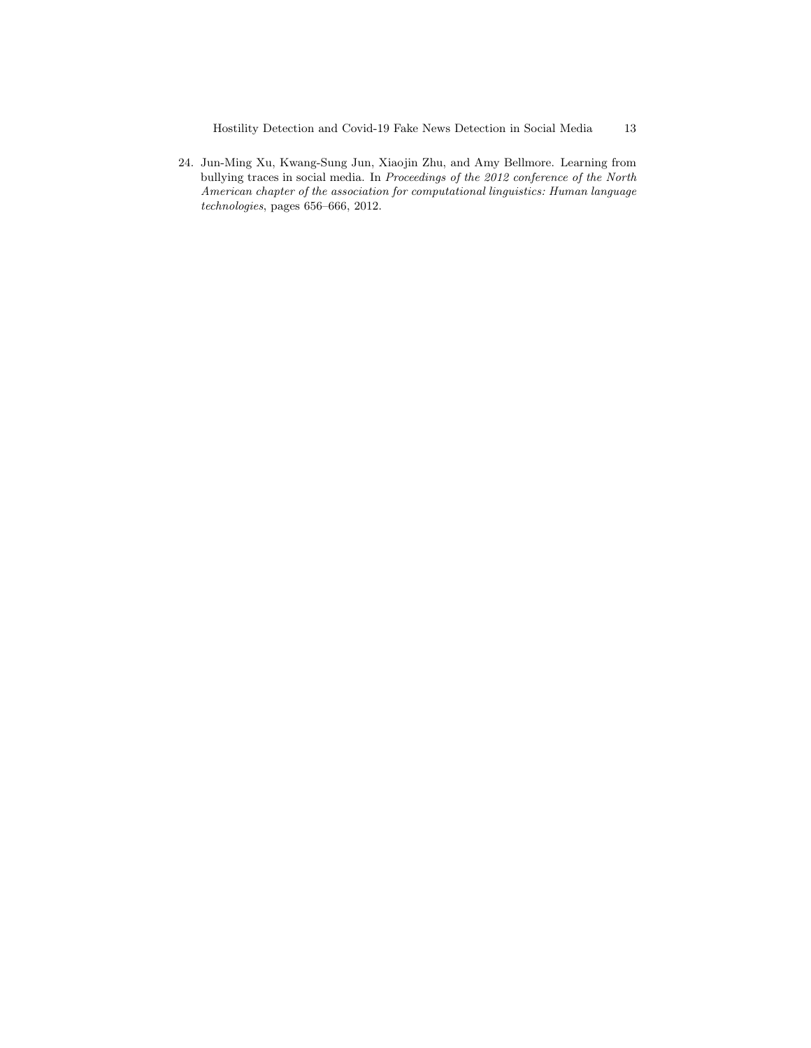24. Jun-Ming Xu, Kwang-Sung Jun, Xiaojin Zhu, and Amy Bellmore. Learning from bullying traces in social media. In *Proceedings of the 2012 conference of the North American chapter of the association for computational linguistics: Human language technologies*, pages 656–666, 2012.